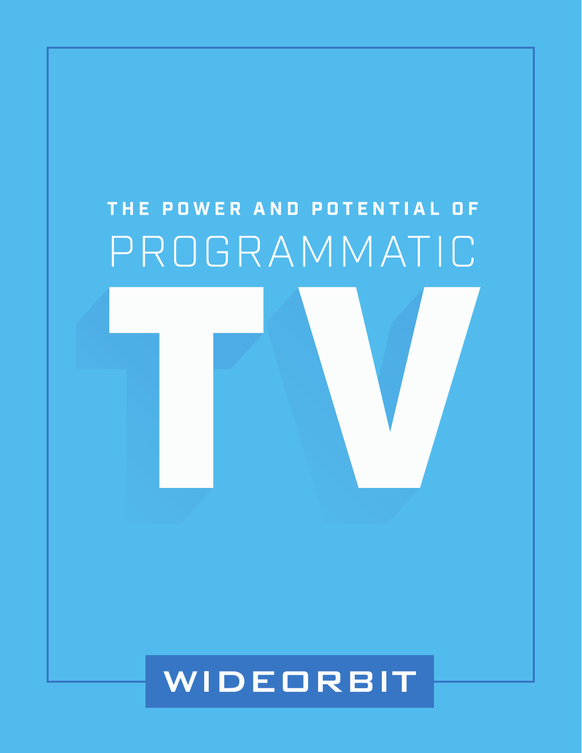# THE POWER AND POTENTIAL OF PROGRAMMATIC TV

WIDEORBIT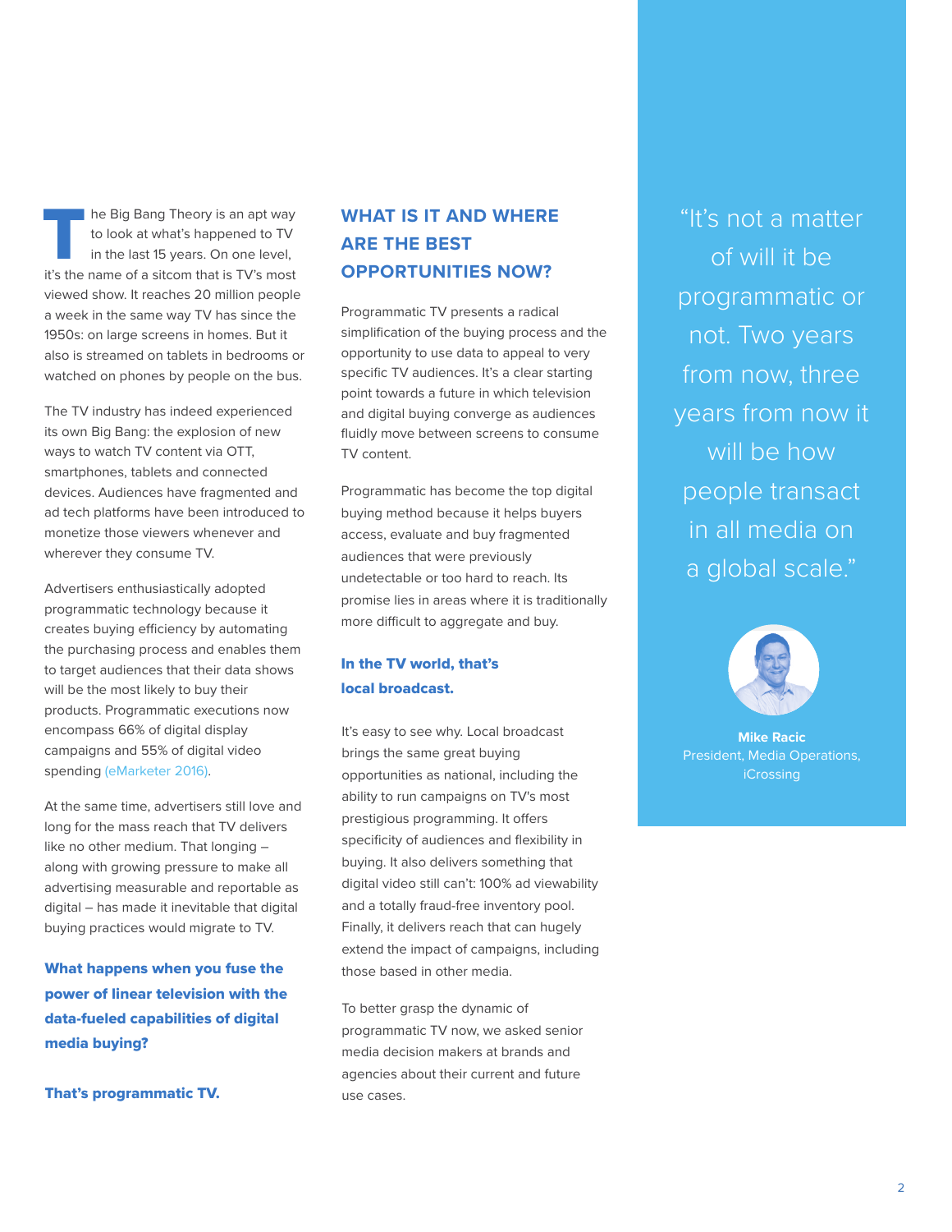The Big Bang Theory is an apt way to look at what's happened to TV in the last 15 years. On one level, it's the name of a sitcom that is TV's most viewed show. It reaches 20 million people a week in the same way TV has since the 1950s: on large screens in homes. But it also is streamed on tablets in bedrooms or watched on phones by people on the bus.

The TV industry has indeed experienced its own Big Bang: the explosion of new ways to watch TV content via OTT, smartphones, tablets and connected devices. Audiences have fragmented and ad tech platforms have been introduced to monetize those viewers whenever and wherever they consume TV.

Advertisers enthusiastically adopted programmatic technology because it creates buying efficiency by automating the purchasing process and enables them to target audiences that their data shows will be the most likely to buy their products. Programmatic executions now encompass 66% of digital display campaigns and 55% of digital video spending (eMarketer 2016).

At the same time, advertisers still love and long for the mass reach that TV delivers like no other medium. That longing – along with growing pressure to make all advertising measurable and reportable as digital – has made it inevitable that digital buying practices would migrate to TV.

**What happens when you fuse the power of linear television with the data-fueled capabilities of digital media buying?**

**That's programmatic TV.**

## WHAT IS IT AND WHERE ARE THE BEST OPPORTUNITIES NOW?

Programmatic TV presents a radical simplification of the buying process and the opportunity to use data to appeal to very specific TV audiences. It's a clear starting point towards a future in which television and digital buying converge as audiences fluidly move between screens to consume TV content.

Programmatic has become the top digital buying method because it helps buyers access, evaluate and buy fragmented audiences that were previously undetectable or too hard to reach. Its promise lies in areas where it is traditionally more difficult to aggregate and buy.

**In the TV world, that's local broadcast.**

It's easy to see why. Local broadcast brings the same great buying opportunities as national, including the ability to run campaigns on TV's most prestigious programming. It offers specificity of audiences and flexibility in buying. It also delivers something that digital video still can't: 100% ad viewability and a totally fraud-free inventory pool. Finally, it delivers reach that can hugely extend the impact of campaigns, including those based in other media.

To better grasp the dynamic of programmatic TV now, we asked senior media decision makers at brands and agencies about their current and future use cases.

> "It's not a matter of will it be programmatic or not. Two years from now, three years from now it will be how people transact in all media on a global scale."
>
> **Mike Racic**
> President, Media Operations, iCrossing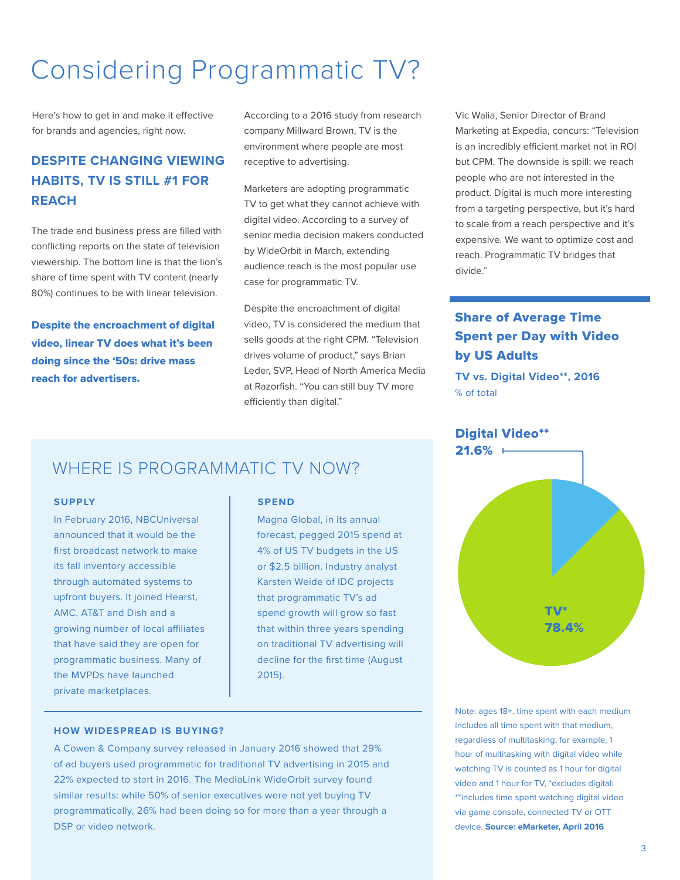# Considering Programmatic TV?

Here's how to get in and make it effective for brands and agencies, right now.

## DESPITE CHANGING VIEWING HABITS, TV IS STILL #1 FOR REACH

The trade and business press are filled with conflicting reports on the state of television viewership. The bottom line is that the lion's share of time spent with TV content (nearly 80%) continues to be with linear television.

**Despite the encroachment of digital video, linear TV does what it's been doing since the '50s: drive mass reach for advertisers.**

According to a 2016 study from research company Millward Brown, TV is the environment where people are most receptive to advertising.

Marketers are adopting programmatic TV to get what they cannot achieve with digital video. According to a survey of senior media decision makers conducted by WideOrbit in March, extending audience reach is the most popular use case for programmatic TV.

Despite the encroachment of digital video, TV is considered the medium that sells goods at the right CPM. "Television drives volume of product," says Brian Leder, SVP, Head of North America Media at Razorfish. "You can still buy TV more efficiently than digital."

Vic Walia, Senior Director of Brand Marketing at Expedia, concurs: "Television is an incredibly efficient market not in ROI but CPM. The downside is spill: we reach people who are not interested in the product. Digital is much more interesting from a targeting perspective, but it's hard to scale from a reach perspective and it's expensive. We want to optimize cost and reach. Programmatic TV bridges that divide."

### Share of Average Time Spent per Day with Video by US Adults

**TV vs. Digital Video**, 2016**

% of total

| Medium | % of total |
| --- | --- |
| Digital Video** | 21.6% |
| TV* | 78.4% |

Note: ages 18+, time spent with each medium includes all time spent with that medium, regardless of multitasking; for example, 1 hour of multitasking with digital video while watching TV is counted as 1 hour for digital video and 1 hour for TV, *excludes digital; **includes time spent watching digital video via game console, connected TV or OTT device. **Source: eMarketer, April 2016**

## WHERE IS PROGRAMMATIC TV NOW?

### SUPPLY

In February 2016, NBCUniversal announced that it would be the first broadcast network to make its fall inventory accessible through automated systems to upfront buyers. It joined Hearst, AMC, AT&T and Dish and a growing number of local affiliates that have said they are open for programmatic business. Many of the MVPDs have launched private marketplaces.

### SPEND

Magna Global, in its annual forecast, pegged 2015 spend at 4% of US TV budgets in the US or $2.5 billion. Industry analyst Karsten Weide of IDC projects that programmatic TV's ad spend growth will grow so fast that within three years spending on traditional TV advertising will decline for the first time (August 2015).

### HOW WIDESPREAD IS BUYING?

A Cowen & Company survey released in January 2016 showed that 29% of ad buyers used programmatic for traditional TV advertising in 2015 and 22% expected to start in 2016. The MediaLink WideOrbit survey found similar results: while 50% of senior executives were not yet buying TV programmatically, 26% had been doing so for more than a year through a DSP or video network.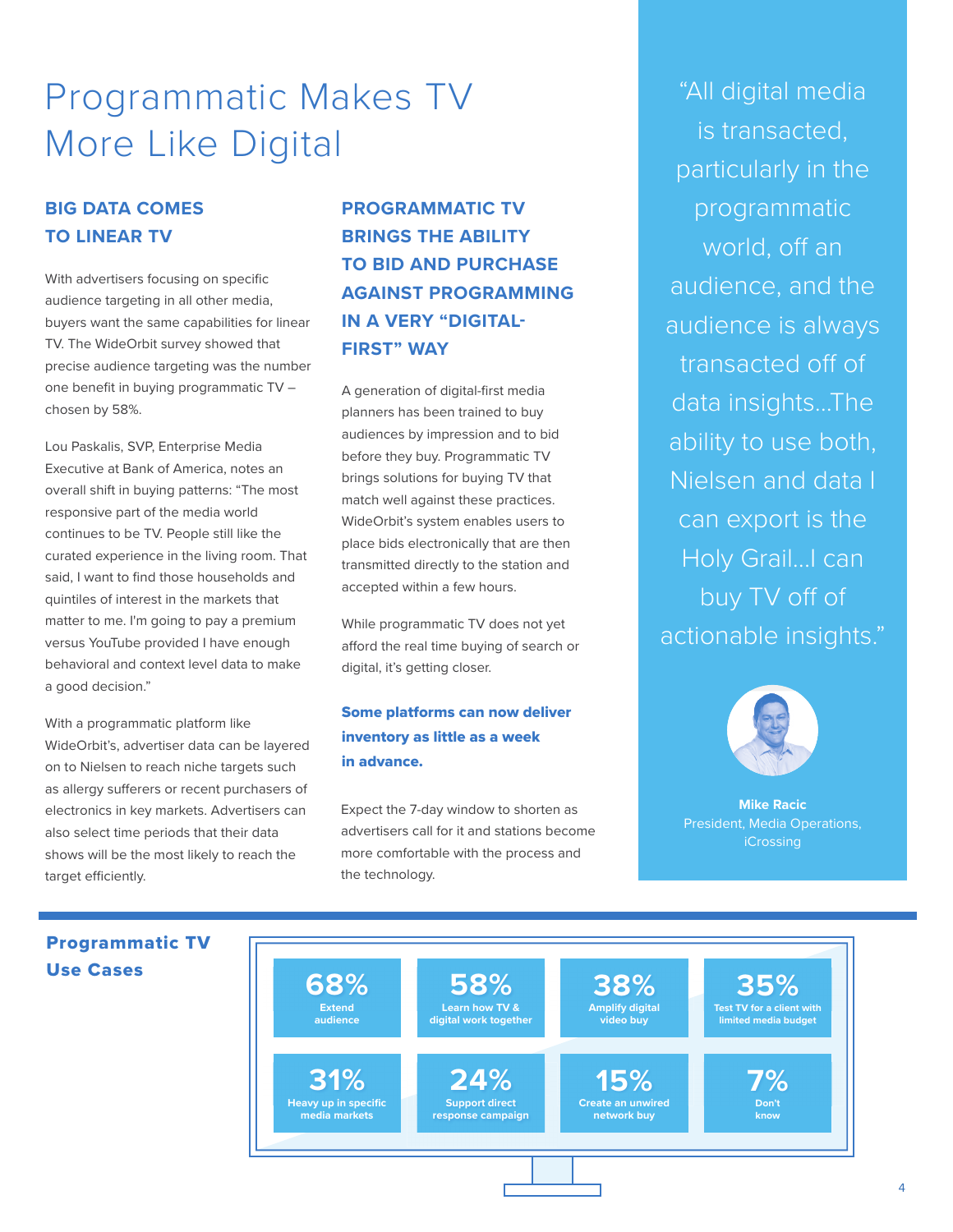# Programmatic Makes TV More Like Digital

## BIG DATA COMES TO LINEAR TV

With advertisers focusing on specific audience targeting in all other media, buyers want the same capabilities for linear TV. The WideOrbit survey showed that precise audience targeting was the number one benefit in buying programmatic TV – chosen by 58%.

Lou Paskalis, SVP, Enterprise Media Executive at Bank of America, notes an overall shift in buying patterns: "The most responsive part of the media world continues to be TV. People still like the curated experience in the living room. That said, I want to find those households and quintiles of interest in the markets that matter to me. I'm going to pay a premium versus YouTube provided I have enough behavioral and context level data to make a good decision."

With a programmatic platform like WideOrbit's, advertiser data can be layered on to Nielsen to reach niche targets such as allergy sufferers or recent purchasers of electronics in key markets. Advertisers can also select time periods that their data shows will be the most likely to reach the target efficiently.

## PROGRAMMATIC TV BRINGS THE ABILITY TO BID AND PURCHASE AGAINST PROGRAMMING IN A VERY "DIGITAL-FIRST" WAY

A generation of digital-first media planners has been trained to buy audiences by impression and to bid before they buy. Programmatic TV brings solutions for buying TV that match well against these practices. WideOrbit's system enables users to place bids electronically that are then transmitted directly to the station and accepted within a few hours.

While programmatic TV does not yet afford the real time buying of search or digital, it's getting closer.

**Some platforms can now deliver inventory as little as a week in advance.**

Expect the 7-day window to shorten as advertisers call for it and stations become more comfortable with the process and the technology.

"All digital media is transacted, particularly in the programmatic world, off an audience, and the audience is always transacted off of data insights...The ability to use both, Nielsen and data I can export is the Holy Grail...I can buy TV off of actionable insights."

**Mike Racic**
President, Media Operations, iCrossing

## Programmatic TV Use Cases

| | | | |
|---|---|---|---|
| **68%** Extend audience | **58%** Learn how TV & digital work together | **38%** Amplify digital video buy | **35%** Test TV for a client with limited media budget |
| **31%** Heavy up in specific media markets | **24%** Support direct response campaign | **15%** Create an unwired network buy | **7%** Don't know |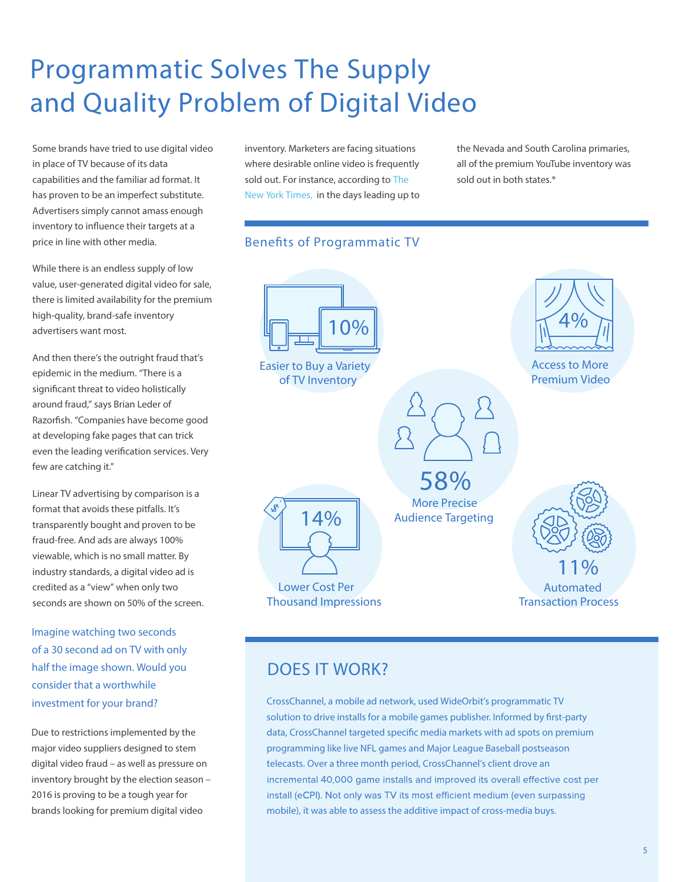# Programmatic Solves The Supply and Quality Problem of Digital Video

Some brands have tried to use digital video in place of TV because of its data capabilities and the familiar ad format. It has proven to be an imperfect substitute. Advertisers simply cannot amass enough inventory to influence their targets at a price in line with other media.

While there is an endless supply of low value, user-generated digital video for sale, there is limited availability for the premium high-quality, brand-safe inventory advertisers want most.

And then there's the outright fraud that's epidemic in the medium. "There is a significant threat to video holistically around fraud," says Brian Leder of Razorfish. "Companies have become good at developing fake pages that can trick even the leading verification services. Very few are catching it."

Linear TV advertising by comparison is a format that avoids these pitfalls. It's transparently bought and proven to be fraud-free. And ads are always 100% viewable, which is no small matter. By industry standards, a digital video ad is credited as a "view" when only two seconds are shown on 50% of the screen.

Imagine watching two seconds of a 30 second ad on TV with only half the image shown. Would you consider that a worthwhile investment for your brand?

Due to restrictions implemented by the major video suppliers designed to stem digital video fraud – as well as pressure on inventory brought by the election season – 2016 is proving to be a tough year for brands looking for premium digital video inventory. Marketers are facing situations where desirable online video is frequently sold out. For instance, according to The New York Times, in the days leading up to the Nevada and South Carolina primaries, all of the premium YouTube inventory was sold out in both states.*

## Benefits of Programmatic TV

- **10%** Easier to Buy a Variety of TV Inventory
- **4%** Access to More Premium Video
- **58%** More Precise Audience Targeting
- **14%** Lower Cost Per Thousand Impressions
- **11%** Automated Transaction Process

## DOES IT WORK?

CrossChannel, a mobile ad network, used WideOrbit's programmatic TV solution to drive installs for a mobile games publisher. Informed by first-party data, CrossChannel targeted specific media markets with ad spots on premium programming like live NFL games and Major League Baseball postseason telecasts. Over a three month period, CrossChannel's client drove an incremental 40,000 game installs and improved its overall effective cost per install (eCPI). Not only was TV its most efficient medium (even surpassing mobile), it was able to assess the additive impact of cross-media buys.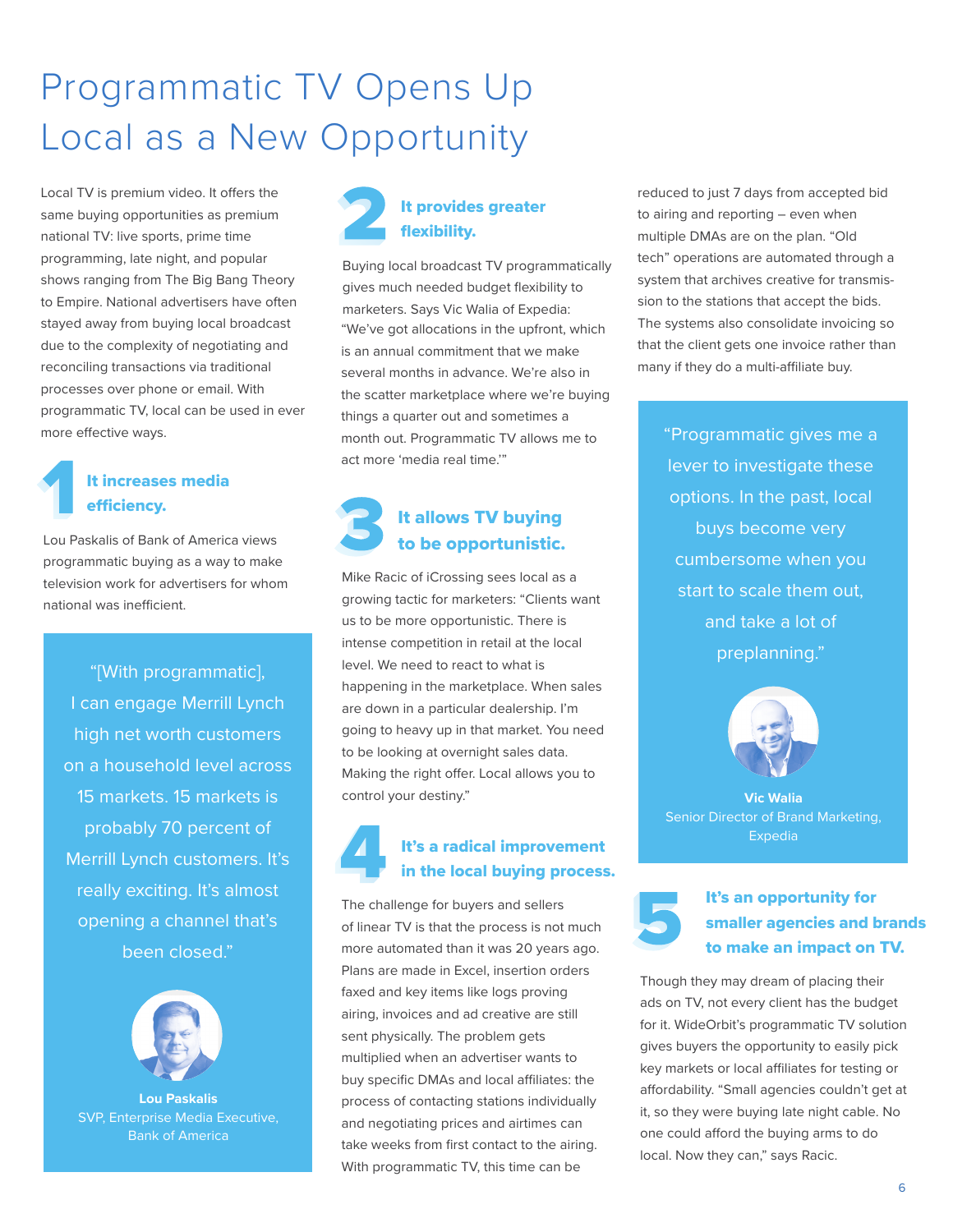# Programmatic TV Opens Up Local as a New Opportunity

Local TV is premium video. It offers the same buying opportunities as premium national TV: live sports, prime time programming, late night, and popular shows ranging from The Big Bang Theory to Empire. National advertisers have often stayed away from buying local broadcast due to the complexity of negotiating and reconciling transactions via traditional processes over phone or email. With programmatic TV, local can be used in ever more effective ways.

## 1 It increases media efficiency.

Lou Paskalis of Bank of America views programmatic buying as a way to make television work for advertisers for whom national was inefficient.

> "[With programmatic], I can engage Merrill Lynch high net worth customers on a household level across 15 markets. 15 markets is probably 70 percent of Merrill Lynch customers. It's really exciting. It's almost opening a channel that's been closed."
>
> **Lou Paskalis**
> SVP, Enterprise Media Executive, Bank of America

## 2 It provides greater flexibility.

Buying local broadcast TV programmatically gives much needed budget flexibility to marketers. Says Vic Walia of Expedia: "We've got allocations in the upfront, which is an annual commitment that we make several months in advance. We're also in the scatter marketplace where we're buying things a quarter out and sometimes a month out. Programmatic TV allows me to act more 'media real time.'"

## 3 It allows TV buying to be opportunistic.

Mike Racic of iCrossing sees local as a growing tactic for marketers: "Clients want us to be more opportunistic. There is intense competition in retail at the local level. We need to react to what is happening in the marketplace. When sales are down in a particular dealership. I'm going to heavy up in that market. You need to be looking at overnight sales data. Making the right offer. Local allows you to control your destiny."

## 4 It's a radical improvement in the local buying process.

The challenge for buyers and sellers of linear TV is that the process is not much more automated than it was 20 years ago. Plans are made in Excel, insertion orders faxed and key items like logs proving airing, invoices and ad creative are still sent physically. The problem gets multiplied when an advertiser wants to buy specific DMAs and local affiliates: the process of contacting stations individually and negotiating prices and airtimes can take weeks from first contact to the airing. With programmatic TV, this time can be reduced to just 7 days from accepted bid to airing and reporting – even when multiple DMAs are on the plan. "Old tech" operations are automated through a system that archives creative for transmission to the stations that accept the bids. The systems also consolidate invoicing so that the client gets one invoice rather than many if they do a multi-affiliate buy.

> "Programmatic gives me a lever to investigate these options. In the past, local buys become very cumbersome when you start to scale them out, and take a lot of preplanning."
>
> **Vic Walia**
> Senior Director of Brand Marketing, Expedia

## 5 It's an opportunity for smaller agencies and brands to make an impact on TV.

Though they may dream of placing their ads on TV, not every client has the budget for it. WideOrbit's programmatic TV solution gives buyers the opportunity to easily pick key markets or local affiliates for testing or affordability. "Small agencies couldn't get at it, so they were buying late night cable. No one could afford the buying arms to do local. Now they can," says Racic.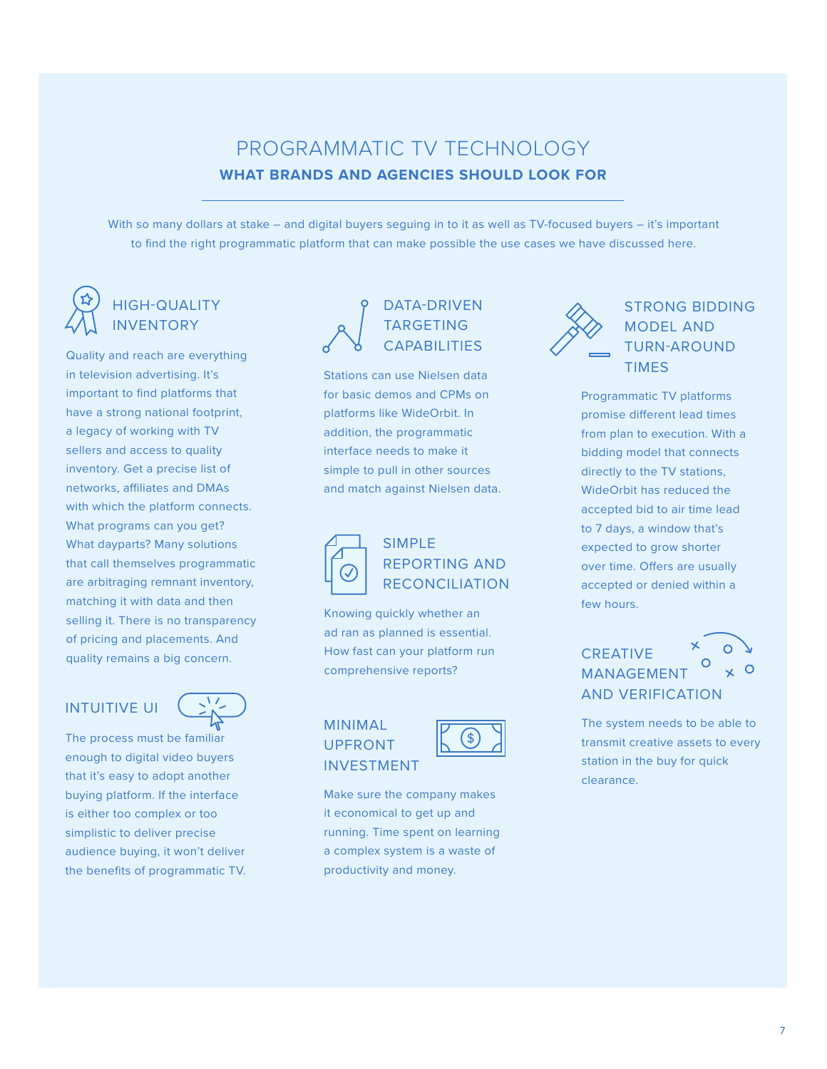# PROGRAMMATIC TV TECHNOLOGY

## WHAT BRANDS AND AGENCIES SHOULD LOOK FOR

With so many dollars at stake – and digital buyers seguing in to it as well as TV-focused buyers – it's important to find the right programmatic platform that can make possible the use cases we have discussed here.

### HIGH-QUALITY INVENTORY

Quality and reach are everything in television advertising. It's important to find platforms that have a strong national footprint, a legacy of working with TV sellers and access to quality inventory. Get a precise list of networks, affiliates and DMAs with which the platform connects. What programs can you get? What dayparts? Many solutions that call themselves programmatic are arbitraging remnant inventory, matching it with data and then selling it. There is no transparency of pricing and placements. And quality remains a big concern.

### INTUITIVE UI

The process must be familiar enough to digital video buyers that it's easy to adopt another buying platform. If the interface is either too complex or too simplistic to deliver precise audience buying, it won't deliver the benefits of programmatic TV.

### DATA-DRIVEN TARGETING CAPABILITIES

Stations can use Nielsen data for basic demos and CPMs on platforms like WideOrbit. In addition, the programmatic interface needs to make it simple to pull in other sources and match against Nielsen data.

### SIMPLE REPORTING AND RECONCILIATION

Knowing quickly whether an ad ran as planned is essential. How fast can your platform run comprehensive reports?

### MINIMAL UPFRONT INVESTMENT

Make sure the company makes it economical to get up and running. Time spent on learning a complex system is a waste of productivity and money.

### STRONG BIDDING MODEL AND TURN-AROUND TIMES

Programmatic TV platforms promise different lead times from plan to execution. With a bidding model that connects directly to the TV stations, WideOrbit has reduced the accepted bid to air time lead to 7 days, a window that's expected to grow shorter over time. Offers are usually accepted or denied within a few hours.

### CREATIVE MANAGEMENT AND VERIFICATION

The system needs to be able to transmit creative assets to every station in the buy for quick clearance.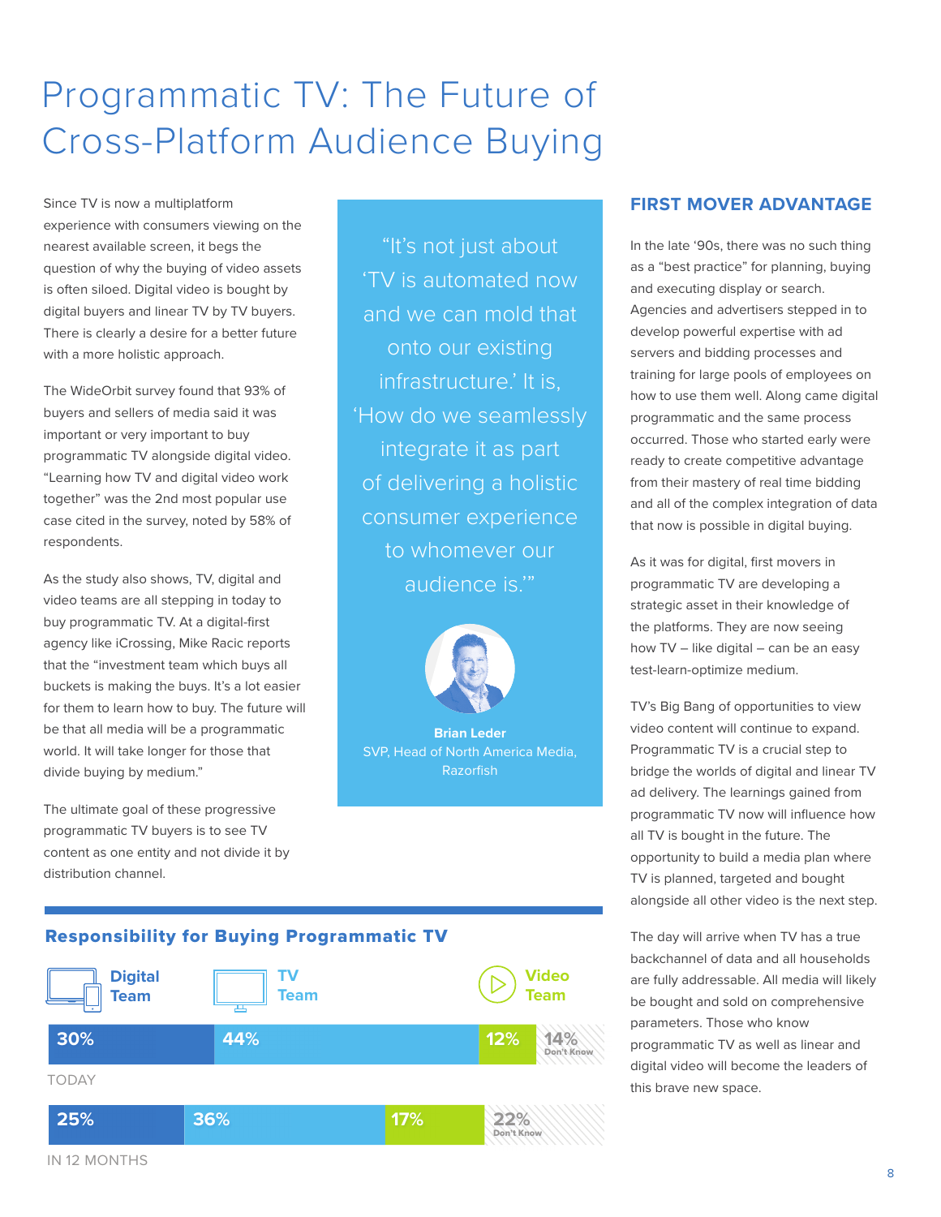# Programmatic TV: The Future of Cross-Platform Audience Buying

Since TV is now a multiplatform experience with consumers viewing on the nearest available screen, it begs the question of why the buying of video assets is often siloed. Digital video is bought by digital buyers and linear TV by TV buyers. There is clearly a desire for a better future with a more holistic approach.

The WideOrbit survey found that 93% of buyers and sellers of media said it was important or very important to buy programmatic TV alongside digital video. "Learning how TV and digital video work together" was the 2nd most popular use case cited in the survey, noted by 58% of respondents.

As the study also shows, TV, digital and video teams are all stepping in today to buy programmatic TV. At a digital-first agency like iCrossing, Mike Racic reports that the "investment team which buys all buckets is making the buys. It's a lot easier for them to learn how to buy. The future will be that all media will be a programmatic world. It will take longer for those that divide buying by medium."

The ultimate goal of these progressive programmatic TV buyers is to see TV content as one entity and not divide it by distribution channel.

> "It's not just about 'TV is automated now and we can mold that onto our existing infrastructure.' It is, 'How do we seamlessly integrate it as part of delivering a holistic consumer experience to whomever our audience is.'"
>
> **Brian Leder**
> SVP, Head of North America Media, Razorfish

## Responsibility for Buying Programmatic TV

| | Digital Team | TV Team | Video Team | Don't Know |
|---|---|---|---|---|
| TODAY | 30% | 44% | 12% | 14% |
| IN 12 MONTHS | 25% | 36% | 17% | 22% |

## FIRST MOVER ADVANTAGE

In the late '90s, there was no such thing as a "best practice" for planning, buying and executing display or search. Agencies and advertisers stepped in to develop powerful expertise with ad servers and bidding processes and training for large pools of employees on how to use them well. Along came digital programmatic and the same process occurred. Those who started early were ready to create competitive advantage from their mastery of real time bidding and all of the complex integration of data that now is possible in digital buying.

As it was for digital, first movers in programmatic TV are developing a strategic asset in their knowledge of the platforms. They are now seeing how TV – like digital – can be an easy test-learn-optimize medium.

TV's Big Bang of opportunities to view video content will continue to expand. Programmatic TV is a crucial step to bridge the worlds of digital and linear TV ad delivery. The learnings gained from programmatic TV now will influence how all TV is bought in the future. The opportunity to build a media plan where TV is planned, targeted and bought alongside all other video is the next step.

The day will arrive when TV has a true backchannel of data and all households are fully addressable. All media will likely be bought and sold on comprehensive parameters. Those who know programmatic TV as well as linear and digital video will become the leaders of this brave new space.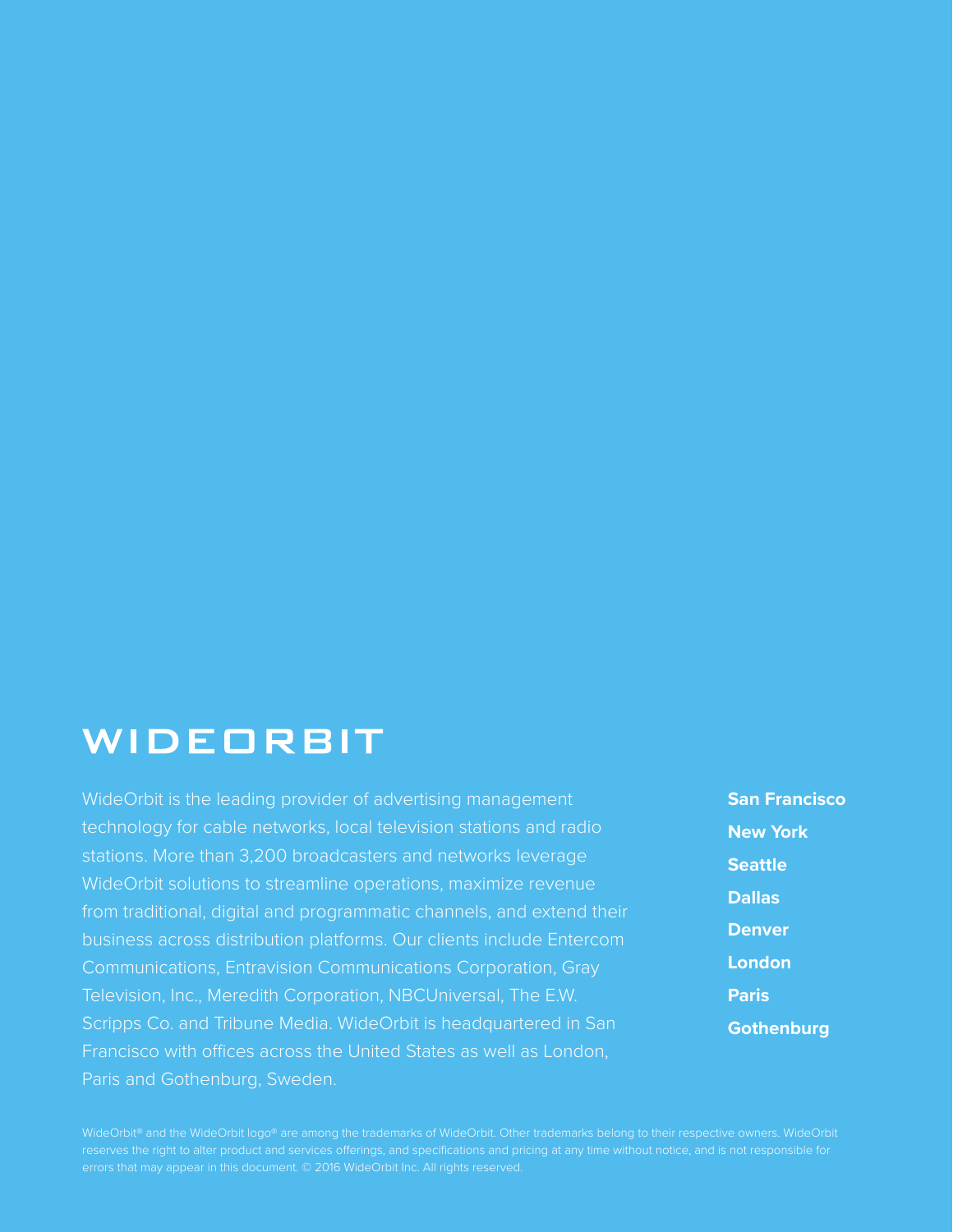# WIDEORBIT

WideOrbit is the leading provider of advertising management technology for cable networks, local television stations and radio stations. More than 3,200 broadcasters and networks leverage WideOrbit solutions to streamline operations, maximize revenue from traditional, digital and programmatic channels, and extend their business across distribution platforms. Our clients include Entercom Communications, Entravision Communications Corporation, Gray Television, Inc., Meredith Corporation, NBCUniversal, The E.W. Scripps Co. and Tribune Media. WideOrbit is headquartered in San Francisco with offices across the United States as well as London, Paris and Gothenburg, Sweden.

**San Francisco**
**New York**
**Seattle**
**Dallas**
**Denver**
**London**
**Paris**
**Gothenburg**

WideOrbit® and the WideOrbit logo® are among the trademarks of WideOrbit. Other trademarks belong to their respective owners. WideOrbit reserves the right to alter product and services offerings, and specifications and pricing at any time without notice, and is not responsible for errors that may appear in this document. © 2016 WideOrbit Inc. All rights reserved.